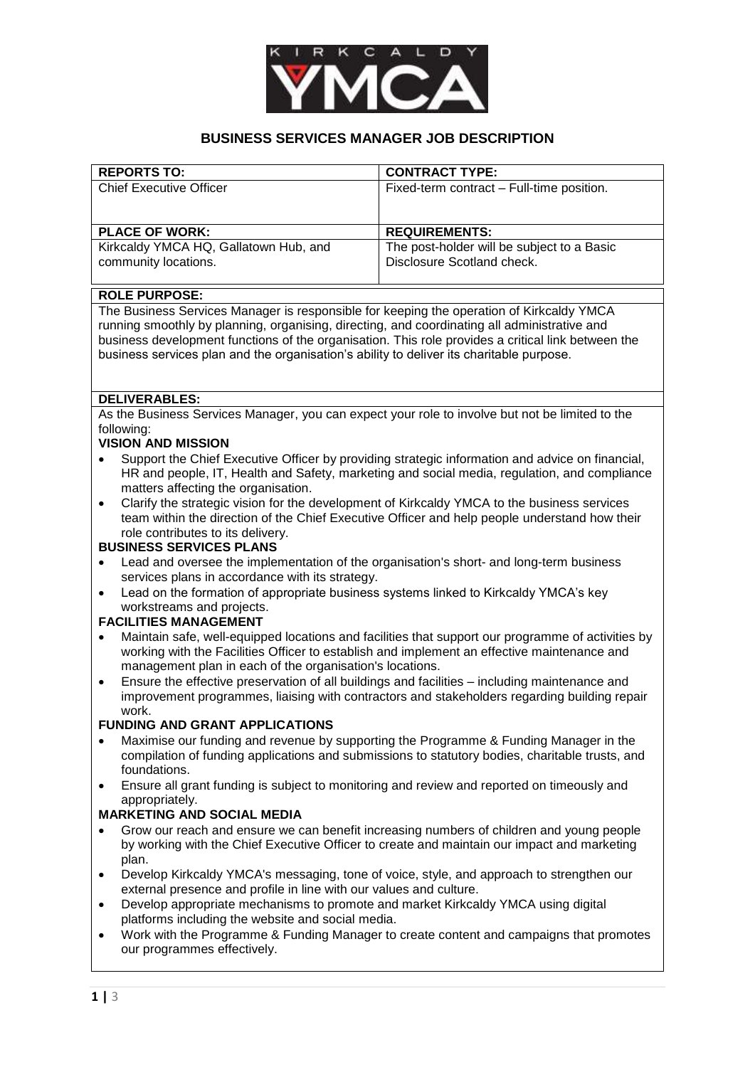# BUSINESS SERVICES MANAGER JOB DESCRIPTION

| REPORTS TO: | CONTRACT TYPE: |
| --- | --- |
| Chief Executive Officer | Fixed-term contract – Full-time position. |
| **PLACE OF WORK:** | **REQUIREMENTS:** |
| Kirkcaldy YMCA HQ, Gallatown Hub, and community locations. | The post-holder will be subject to a Basic Disclosure Scotland check. |

## ROLE PURPOSE:

The Business Services Manager is responsible for keeping the operation of Kirkcaldy YMCA running smoothly by planning, organising, directing, and coordinating all administrative and business development functions of the organisation. This role provides a critical link between the business services plan and the organisation's ability to deliver its charitable purpose.

## DELIVERABLES:

As the Business Services Manager, you can expect your role to involve but not be limited to the following:

### VISION AND MISSION

- Support the Chief Executive Officer by providing strategic information and advice on financial, HR and people, IT, Health and Safety, marketing and social media, regulation, and compliance matters affecting the organisation.
- Clarify the strategic vision for the development of Kirkcaldy YMCA to the business services team within the direction of the Chief Executive Officer and help people understand how their role contributes to its delivery.

### BUSINESS SERVICES PLANS

- Lead and oversee the implementation of the organisation's short- and long-term business services plans in accordance with its strategy.
- Lead on the formation of appropriate business systems linked to Kirkcaldy YMCA's key workstreams and projects.

### FACILITIES MANAGEMENT

- Maintain safe, well-equipped locations and facilities that support our programme of activities by working with the Facilities Officer to establish and implement an effective maintenance and management plan in each of the organisation's locations.
- Ensure the effective preservation of all buildings and facilities – including maintenance and improvement programmes, liaising with contractors and stakeholders regarding building repair work.

### FUNDING AND GRANT APPLICATIONS

- Maximise our funding and revenue by supporting the Programme & Funding Manager in the compilation of funding applications and submissions to statutory bodies, charitable trusts, and foundations.
- Ensure all grant funding is subject to monitoring and review and reported on timeously and appropriately.

### MARKETING AND SOCIAL MEDIA

- Grow our reach and ensure we can benefit increasing numbers of children and young people by working with the Chief Executive Officer to create and maintain our impact and marketing plan.
- Develop Kirkcaldy YMCA's messaging, tone of voice, style, and approach to strengthen our external presence and profile in line with our values and culture.
- Develop appropriate mechanisms to promote and market Kirkcaldy YMCA using digital platforms including the website and social media.
- Work with the Programme & Funding Manager to create content and campaigns that promotes our programmes effectively.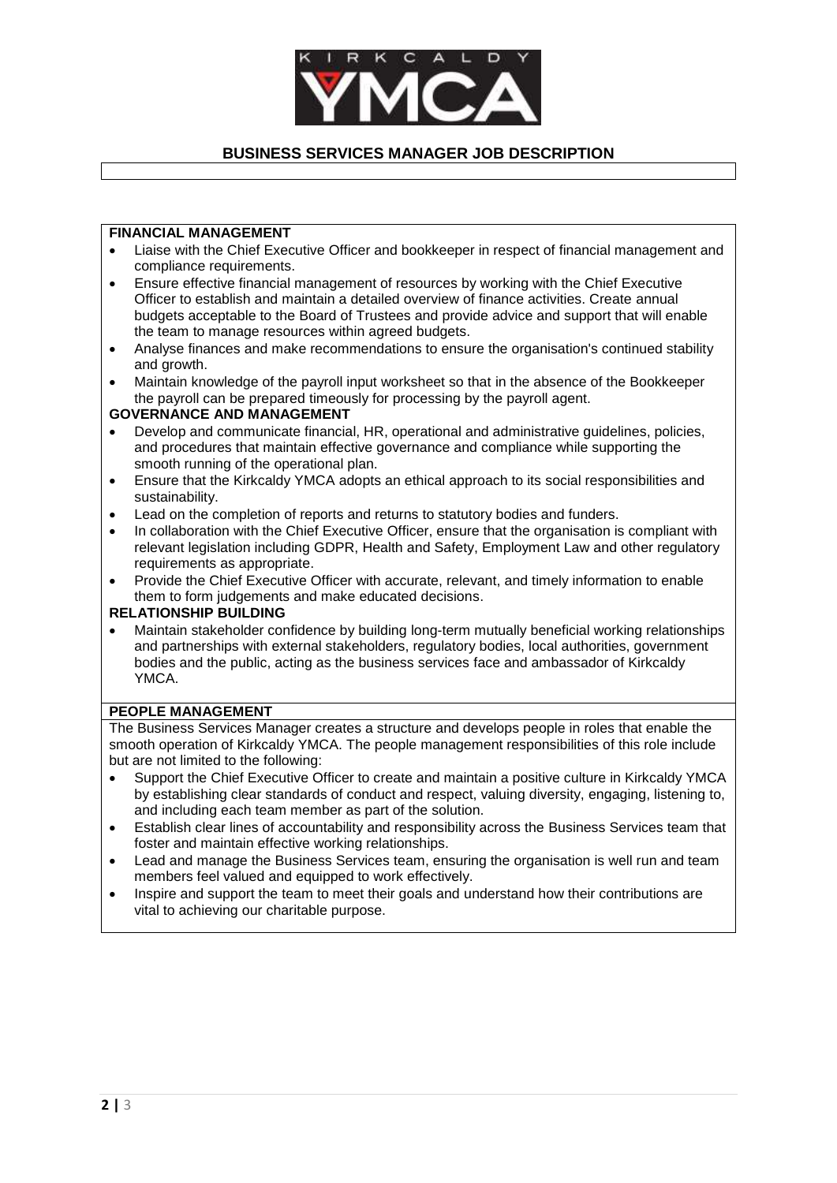# BUSINESS SERVICES MANAGER JOB DESCRIPTION

**FINANCIAL MANAGEMENT**

- Liaise with the Chief Executive Officer and bookkeeper in respect of financial management and compliance requirements.
- Ensure effective financial management of resources by working with the Chief Executive Officer to establish and maintain a detailed overview of finance activities. Create annual budgets acceptable to the Board of Trustees and provide advice and support that will enable the team to manage resources within agreed budgets.
- Analyse finances and make recommendations to ensure the organisation's continued stability and growth.
- Maintain knowledge of the payroll input worksheet so that in the absence of the Bookkeeper the payroll can be prepared timeously for processing by the payroll agent.

**GOVERNANCE AND MANAGEMENT**

- Develop and communicate financial, HR, operational and administrative guidelines, policies, and procedures that maintain effective governance and compliance while supporting the smooth running of the operational plan.
- Ensure that the Kirkcaldy YMCA adopts an ethical approach to its social responsibilities and sustainability.
- Lead on the completion of reports and returns to statutory bodies and funders.
- In collaboration with the Chief Executive Officer, ensure that the organisation is compliant with relevant legislation including GDPR, Health and Safety, Employment Law and other regulatory requirements as appropriate.
- Provide the Chief Executive Officer with accurate, relevant, and timely information to enable them to form judgements and make educated decisions.

**RELATIONSHIP BUILDING**

- Maintain stakeholder confidence by building long-term mutually beneficial working relationships and partnerships with external stakeholders, regulatory bodies, local authorities, government bodies and the public, acting as the business services face and ambassador of Kirkcaldy YMCA.

**PEOPLE MANAGEMENT**

The Business Services Manager creates a structure and develops people in roles that enable the smooth operation of Kirkcaldy YMCA. The people management responsibilities of this role include but are not limited to the following:

- Support the Chief Executive Officer to create and maintain a positive culture in Kirkcaldy YMCA by establishing clear standards of conduct and respect, valuing diversity, engaging, listening to, and including each team member as part of the solution.
- Establish clear lines of accountability and responsibility across the Business Services team that foster and maintain effective working relationships.
- Lead and manage the Business Services team, ensuring the organisation is well run and team members feel valued and equipped to work effectively.
- Inspire and support the team to meet their goals and understand how their contributions are vital to achieving our charitable purpose.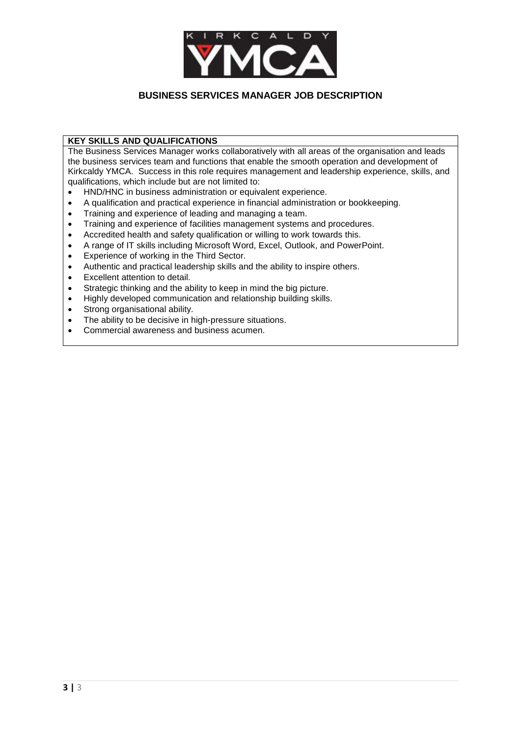## BUSINESS SERVICES MANAGER JOB DESCRIPTION

**KEY SKILLS AND QUALIFICATIONS**

The Business Services Manager works collaboratively with all areas of the organisation and leads the business services team and functions that enable the smooth operation and development of Kirkcaldy YMCA. Success in this role requires management and leadership experience, skills, and qualifications, which include but are not limited to:

- HND/HNC in business administration or equivalent experience.
- A qualification and practical experience in financial administration or bookkeeping.
- Training and experience of leading and managing a team.
- Training and experience of facilities management systems and procedures.
- Accredited health and safety qualification or willing to work towards this.
- A range of IT skills including Microsoft Word, Excel, Outlook, and PowerPoint.
- Experience of working in the Third Sector.
- Authentic and practical leadership skills and the ability to inspire others.
- Excellent attention to detail.
- Strategic thinking and the ability to keep in mind the big picture.
- Highly developed communication and relationship building skills.
- Strong organisational ability.
- The ability to be decisive in high-pressure situations.
- Commercial awareness and business acumen.